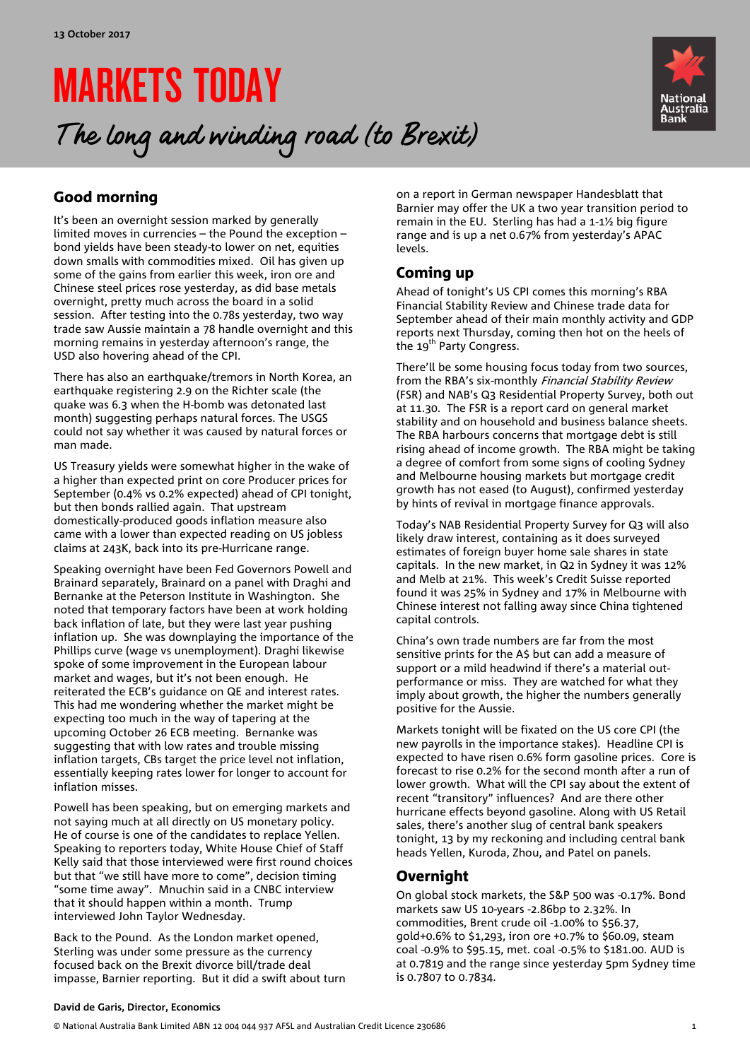13 October 2017

# MARKETS TODAY

## *The long and winding road (to Brexit)*

## Good morning

It's been an overnight session marked by generally limited moves in currencies – the Pound the exception – bond yields have been steady-to lower on net, equities down smalls with commodities mixed. Oil has given up some of the gains from earlier this week, iron ore and Chinese steel prices rose yesterday, as did base metals overnight, pretty much across the board in a solid session. After testing into the 0.78s yesterday, two way trade saw Aussie maintain a 78 handle overnight and this morning remains in yesterday afternoon's range, the USD also hovering ahead of the CPI.

There has also an earthquake/tremors in North Korea, an earthquake registering 2.9 on the Richter scale (the quake was 6.3 when the H-bomb was detonated last month) suggesting perhaps natural forces. The USGS could not say whether it was caused by natural forces or man made.

US Treasury yields were somewhat higher in the wake of a higher than expected print on core Producer prices for September (0.4% vs 0.2% expected) ahead of CPI tonight, but then bonds rallied again. That upstream domestically-produced goods inflation measure also came with a lower than expected reading on US jobless claims at 243K, back into its pre-Hurricane range.

Speaking overnight have been Fed Governors Powell and Brainard separately, Brainard on a panel with Draghi and Bernanke at the Peterson Institute in Washington. She noted that temporary factors have been at work holding back inflation of late, but they were last year pushing inflation up. She was downplaying the importance of the Phillips curve (wage vs unemployment). Draghi likewise spoke of some improvement in the European labour market and wages, but it's not been enough. He reiterated the ECB's guidance on QE and interest rates. This had me wondering whether the market might be expecting too much in the way of tapering at the upcoming October 26 ECB meeting. Bernanke was suggesting that with low rates and trouble missing inflation targets, CBs target the price level not inflation, essentially keeping rates lower for longer to account for inflation misses.

Powell has been speaking, but on emerging markets and not saying much at all directly on US monetary policy. He of course is one of the candidates to replace Yellen. Speaking to reporters today, White House Chief of Staff Kelly said that those interviewed were first round choices but that "we still have more to come", decision timing "some time away". Mnuchin said in a CNBC interview that it should happen within a month. Trump interviewed John Taylor Wednesday.

Back to the Pound. As the London market opened, Sterling was under some pressure as the currency focused back on the Brexit divorce bill/trade deal impasse, Barnier reporting. But it did a swift about turn on a report in German newspaper Handesblatt that Barnier may offer the UK a two year transition period to remain in the EU. Sterling has had a 1-1½ big figure range and is up a net 0.67% from yesterday's APAC levels.

## Coming up

Ahead of tonight's US CPI comes this morning's RBA Financial Stability Review and Chinese trade data for September ahead of their main monthly activity and GDP reports next Thursday, coming then hot on the heels of the 19th Party Congress.

There'll be some housing focus today from two sources, from the RBA's six-monthly *Financial Stability Review* (FSR) and NAB's Q3 Residential Property Survey, both out at 11.30. The FSR is a report card on general market stability and on household and business balance sheets. The RBA harbours concerns that mortgage debt is still rising ahead of income growth. The RBA might be taking a degree of comfort from some signs of cooling Sydney and Melbourne housing markets but mortgage credit growth has not eased (to August), confirmed yesterday by hints of revival in mortgage finance approvals.

Today's NAB Residential Property Survey for Q3 will also likely draw interest, containing as it does surveyed estimates of foreign buyer home sale shares in state capitals. In the new market, in Q2 in Sydney it was 12% and Melb at 21%. This week's Credit Suisse reported found it was 25% in Sydney and 17% in Melbourne with Chinese interest not falling away since China tightened capital controls.

China's own trade numbers are far from the most sensitive prints for the A$ but can add a measure of support or a mild headwind if there's a material out-performance or miss. They are watched for what they imply about growth, the higher the numbers generally positive for the Aussie.

Markets tonight will be fixated on the US core CPI (the new payrolls in the importance stakes). Headline CPI is expected to have risen 0.6% form gasoline prices. Core is forecast to rise 0.2% for the second month after a run of lower growth. What will the CPI say about the extent of recent "transitory" influences? And are there other hurricane effects beyond gasoline. Along with US Retail sales, there's another slug of central bank speakers tonight, 13 by my reckoning and including central bank heads Yellen, Kuroda, Zhou, and Patel on panels.

## Overnight

On global stock markets, the S&P 500 was -0.17%. Bond markets saw US 10-years -2.86bp to 2.32%. In commodities, Brent crude oil -1.00% to $56.37, gold+0.6% to $1,293, iron ore +0.7% to $60.09, steam coal -0.9% to $95.15, met. coal -0.5% to $181.00. AUD is at 0.7819 and the range since yesterday 5pm Sydney time is 0.7807 to 0.7834.

**David de Garis, Director, Economics**

© National Australia Bank Limited ABN 12 004 044 937 AFSL and Australian Credit Licence 230686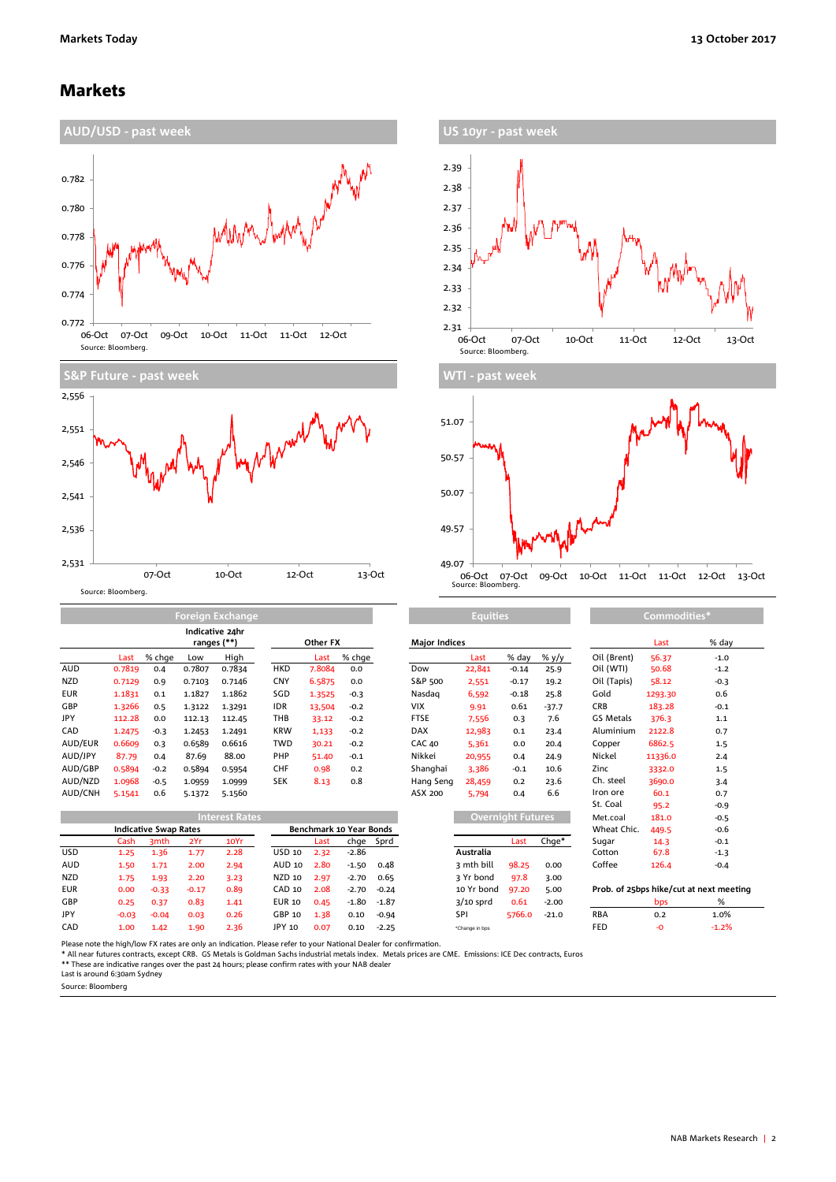# Markets

## AUD/USD - past week

Source: Bloomberg.

## US 10yr - past week

Source: Bloomberg.

## S&P Future - past week

Source: Bloomberg.

## WTI - past week

Source: Bloomberg.

## Foreign Exchange

| | Last | % chge | Low | High |
|---|---|---|---|---|
| | | | Indicative 24hr ranges (**) | |
| AUD | 0.7819 | 0.4 | 0.7807 | 0.7834 |
| NZD | 0.7129 | 0.9 | 0.7103 | 0.7146 |
| EUR | 1.1831 | 0.1 | 1.1827 | 1.1862 |
| GBP | 1.3266 | 0.5 | 1.3122 | 1.3291 |
| JPY | 112.28 | 0.0 | 112.13 | 112.45 |
| CAD | 1.2475 | -0.3 | 1.2453 | 1.2491 |
| AUD/EUR | 0.6609 | 0.3 | 0.6589 | 0.6616 |
| AUD/JPY | 87.79 | 0.4 | 87.69 | 88.00 |
| AUD/GBP | 0.5894 | -0.2 | 0.5894 | 0.5954 |
| AUD/NZD | 1.0968 | -0.5 | 1.0959 | 1.0999 |
| AUD/CNH | 5.1541 | 0.6 | 5.1372 | 5.1560 |

| Other FX | Last | % chge |
|---|---|---|
| HKD | 7.8084 | 0.0 |
| CNY | 6.5875 | 0.0 |
| SGD | 1.3525 | -0.3 |
| IDR | 13,504 | -0.2 |
| THB | 33.12 | -0.2 |
| KRW | 1,133 | -0.2 |
| TWD | 30.21 | -0.2 |
| PHP | 51.40 | -0.1 |
| CHF | 0.98 | 0.2 |
| SEK | 8.13 | 0.8 |

## Equities

| Major Indices | Last | % day | % y/y |
|---|---|---|---|
| Dow | 22,841 | -0.14 | 25.9 |
| S&P 500 | 2,551 | -0.17 | 19.2 |
| Nasdaq | 6,592 | -0.18 | 25.8 |
| VIX | 9.91 | 0.61 | -37.7 |
| FTSE | 7,556 | 0.3 | 7.6 |
| DAX | 12,983 | 0.1 | 23.4 |
| CAC 40 | 5,361 | 0.0 | 20.4 |
| Nikkei | 20,955 | 0.4 | 24.9 |
| Shanghai | 3,386 | -0.1 | 10.6 |
| Hang Seng | 28,459 | 0.2 | 23.6 |
| ASX 200 | 5,794 | 0.4 | 6.6 |

## Commodities*

| | Last | % day |
|---|---|---|
| Oil (Brent) | 56.37 | -1.0 |
| Oil (WTI) | 50.68 | -1.2 |
| Oil (Tapis) | 58.12 | -0.3 |
| Gold | 1293.30 | 0.6 |
| CRB | 183.28 | -0.1 |
| GS Metals | 376.3 | 1.1 |
| Aluminium | 2122.8 | 0.7 |
| Copper | 6862.5 | 1.5 |
| Nickel | 11336.0 | 2.4 |
| Zinc | 3332.0 | 1.5 |
| Ch. steel | 3690.0 | 3.4 |
| Iron ore | 60.1 | 0.7 |
| St. Coal | 95.2 | -0.9 |
| Met.coal | 181.0 | -0.5 |
| Wheat Chic. | 449.5 | -0.6 |
| Sugar | 14.3 | -0.1 |
| Cotton | 67.8 | -1.3 |
| Coffee | 126.4 | -0.4 |

| Prob. of 25bps hike/cut at next meeting | bps | % |
|---|---|---|
| RBA | 0.2 | 1.0% |
| FED | -0 | -1.2% |

## Interest Rates

| Indicative Swap Rates | Cash | 3mth | 2Yr | 10Yr |
|---|---|---|---|---|
| USD | 1.25 | 1.36 | 1.77 | 2.28 |
| AUD | 1.50 | 1.71 | 2.00 | 2.94 |
| NZD | 1.75 | 1.93 | 2.20 | 3.23 |
| EUR | 0.00 | -0.33 | -0.17 | 0.89 |
| GBP | 0.25 | 0.37 | 0.83 | 1.41 |
| JPY | -0.03 | -0.04 | 0.03 | 0.26 |
| CAD | 1.00 | 1.42 | 1.90 | 2.36 |

| Benchmark 10 Year Bonds | Last | chge | Sprd |
|---|---|---|---|
| USD 10 | 2.32 | -2.86 | |
| AUD 10 | 2.80 | -1.50 | 0.48 |
| NZD 10 | 2.97 | -2.70 | 0.65 |
| CAD 10 | 2.08 | -2.70 | -0.24 |
| EUR 10 | 0.45 | -1.80 | -1.87 |
| GBP 10 | 1.38 | 0.10 | -0.94 |
| JPY 10 | 0.07 | 0.10 | -2.25 |

## Overnight Futures

| | Last | Chge* |
|---|---|---|
| **Australia** | | |
| 3 mth bill | 98.25 | 0.00 |
| 3 Yr bond | 97.8 | 3.00 |
| 10 Yr bond | 97.20 | 5.00 |
| 3/10 sprd | 0.61 | -2.00 |
| SPI | 5766.0 | -21.0 |

*Change in bps

Please note the high/low FX rates are only an indication. Please refer to your National Dealer for confirmation.

\* All near futures contracts, except CRB. GS Metals is Goldman Sachs industrial metals index. Metals prices are CME. Emissions: ICE Dec contracts, Euros

\*\* These are indicative ranges over the past 24 hours; please confirm rates with your NAB dealer

Last is around 6:30am Sydney

Source: Bloomberg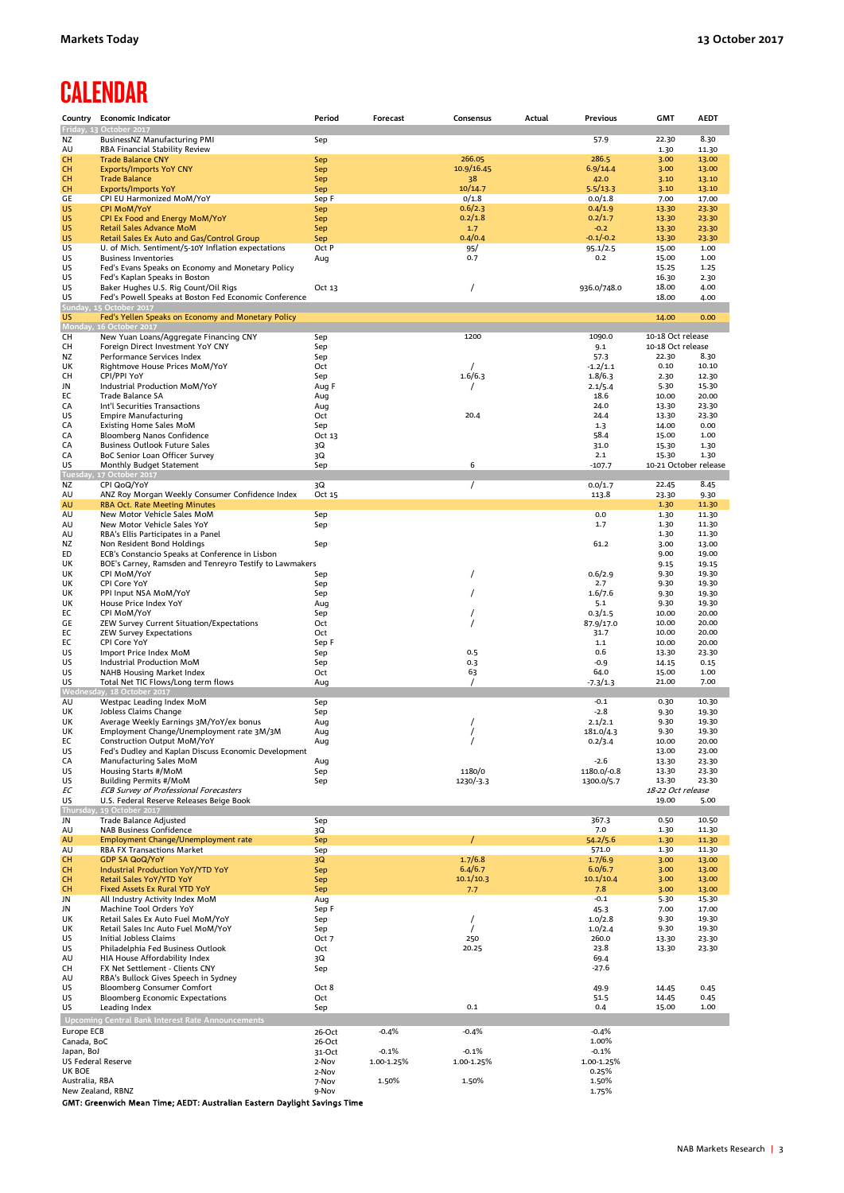# CALENDAR

| Country | Economic Indicator | Period | Forecast | Consensus | Actual | Previous | GMT | AEDT |
|---|---|---|---|---|---|---|---|---|
| **Friday, 13 October 2017** | | | | | | | | |
| NZ | BusinessNZ Manufacturing PMI | Sep | | | | 57.9 | 22.30 | 8.30 |
| AU | RBA Financial Stability Review | | | | | | 1.30 | 11.30 |
| CH | Trade Balance CNY | Sep | | 266.05 | | 286.5 | 3.00 | 13.00 |
| CH | Exports/Imports YoY CNY | Sep | | 10.9/16.45 | | 6.9/14.4 | 3.00 | 13.00 |
| CH | Trade Balance | Sep | | 38 | | 42.0 | 3.10 | 13.10 |
| CH | Exports/Imports YoY | Sep | | 10/14.7 | | 5.5/13.3 | 3.10 | 13.10 |
| GE | CPI EU Harmonized MoM/YoY | Sep F | | 0/1.8 | | 0.0/1.8 | 7.00 | 17.00 |
| US | CPI MoM/YoY | Sep | | 0.6/2.3 | | 0.4/1.9 | 13.30 | 23.30 |
| US | CPI Ex Food and Energy MoM/YoY | Sep | | 0.2/1.8 | | 0.2/1.7 | 13.30 | 23.30 |
| US | Retail Sales Advance MoM | Sep | | 1.7 | | -0.2 | 13.30 | 23.30 |
| US | Retail Sales Ex Auto and Gas/Control Group | Sep | | 0.4/0.4 | | -0.1/-0.2 | 13.30 | 23.30 |
| US | U. of Mich. Sentiment/5-10Y Inflation expectations | Oct P | | 95/ | | 95.1/2.5 | 15.00 | 1.00 |
| US | Business Inventories | Aug | | 0.7 | | 0.2 | 15.00 | 1.00 |
| US | Fed's Evans Speaks on Economy and Monetary Policy | | | | | | 15.25 | 1.25 |
| US | Fed's Kaplan Speaks in Boston | | | | | | 16.30 | 2.30 |
| US | Baker Hughes U.S. Rig Count/Oil Rigs | Oct 13 | | / | | 936.0/748.0 | 18.00 | 4.00 |
| US | Fed's Powell Speaks at Boston Fed Economic Conference | | | | | | 18.00 | 4.00 |
| **Sunday, 15 October 2017** | | | | | | | | |
| US | Fed's Yellen Speaks on Economy and Monetary Policy | | | | | | 14.00 | 0.00 |
| **Monday, 16 October 2017** | | | | | | | | |
| CH | New Yuan Loans/Aggregate Financing CNY | Sep | | 1200 | | 1090.0 | 10-18 Oct release | |
| CH | Foreign Direct Investment YoY CNY | Sep | | | | 9.1 | 10-18 Oct release | |
| NZ | Performance Services Index | Sep | | | | 57.3 | 22.30 | 8.30 |
| UK | Rightmove House Prices MoM/YoY | Oct | | / | | -1.2/1.1 | 0.10 | 10.10 |
| CH | CPI/PPI YoY | Sep | | 1.6/6.3 | | 1.8/6.3 | 2.30 | 12.30 |
| JN | Industrial Production MoM/YoY | Aug F | | / | | 2.1/5.4 | 5.30 | 15.30 |
| EC | Trade Balance SA | Aug | | | | 18.6 | 10.00 | 20.00 |
| CA | Int'l Securities Transactions | Aug | | | | 24.0 | 13.30 | 23.30 |
| US | Empire Manufacturing | Oct | | 20.4 | | 24.4 | 13.30 | 23.30 |
| CA | Existing Home Sales MoM | Sep | | | | 1.3 | 14.00 | 0.00 |
| CA | Bloomberg Nanos Confidence | Oct 13 | | | | 58.4 | 15.00 | 1.00 |
| CA | Business Outlook Future Sales | 3Q | | | | 31.0 | 15.30 | 1.30 |
| CA | BoC Senior Loan Officer Survey | 3Q | | | | 2.1 | 15.30 | 1.30 |
| US | Monthly Budget Statement | Sep | | 6 | | -107.7 | 10-21 October release | |
| **Tuesday, 17 October 2017** | | | | | | | | |
| NZ | CPI QoQ/YoY | 3Q | | / | | 0.0/1.7 | 22.45 | 8.45 |
| AU | ANZ Roy Morgan Weekly Consumer Confidence Index | Oct 15 | | | | 113.8 | 23.30 | 9.30 |
| AU | RBA Oct. Rate Meeting Minutes | | | | | | 1.30 | 11.30 |
| AU | New Motor Vehicle Sales MoM | Sep | | | | 0.0 | 1.30 | 11.30 |
| AU | New Motor Vehicle Sales YoY | Sep | | | | 1.7 | 1.30 | 11.30 |
| AU | RBA's Ellis Participates in a Panel | | | | | | 1.30 | 11.30 |
| NZ | Non Resident Bond Holdings | Sep | | | | 61.2 | 3.00 | 13.00 |
| ED | ECB's Constancio Speaks at Conference in Lisbon | | | | | | 9.00 | 19.00 |
| UK | BOE's Carney, Ramsden and Tenreyro Testify to Lawmakers | | | | | | 9.15 | 19.15 |
| UK | CPI MoM/YoY | Sep | | / | | 0.6/2.9 | 9.30 | 19.30 |
| UK | CPI Core YoY | Sep | | | | 2.7 | 9.30 | 19.30 |
| UK | PPI Input NSA MoM/YoY | Sep | | / | | 1.6/7.6 | 9.30 | 19.30 |
| UK | House Price Index YoY | Aug | | | | 5.1 | 9.30 | 19.30 |
| EC | CPI MoM/YoY | Sep | | / | | 0.3/1.5 | 10.00 | 20.00 |
| GE | ZEW Survey Current Situation/Expectations | Oct | | / | | 87.9/17.0 | 10.00 | 20.00 |
| EC | ZEW Survey Expectations | Oct | | | | 31.7 | 10.00 | 20.00 |
| EC | CPI Core YoY | Sep F | | | | 1.1 | 10.00 | 20.00 |
| US | Import Price Index MoM | Sep | | 0.5 | | 0.6 | 13.30 | 23.30 |
| US | Industrial Production MoM | Sep | | 0.3 | | -0.9 | 14.15 | 0.15 |
| US | NAHB Housing Market Index | Oct | | 63 | | 64.0 | 15.00 | 1.00 |
| US | Total Net TIC Flows/Long term flows | Aug | | / | | -7.3/1.3 | 21.00 | 7.00 |
| **Wednesday, 18 October 2017** | | | | | | | | |
| AU | Westpac Leading Index MoM | Sep | | | | -0.1 | 0.30 | 10.30 |
| UK | Jobless Claims Change | Sep | | | | -2.8 | 9.30 | 19.30 |
| UK | Average Weekly Earnings 3M/YoY/ex bonus | Aug | | / | | 2.1/2.1 | 9.30 | 19.30 |
| UK | Employment Change/Unemployment rate 3M/3M | Aug | | / | | 181.0/4.3 | 9.30 | 19.30 |
| EC | Construction Output MoM/YoY | Aug | | / | | 0.2/3.4 | 10.00 | 20.00 |
| US | Fed's Dudley and Kaplan Discuss Economic Development | | | | | | 13.00 | 23.00 |
| CA | Manufacturing Sales MoM | Aug | | | | -2.6 | 13.30 | 23.30 |
| US | Housing Starts #/MoM | Sep | | 1180/0 | | 1180.0/-0.8 | 13.30 | 23.30 |
| US | Building Permits #/MoM | Sep | | 1230/-3.3 | | 1300.0/5.7 | 13.30 | 23.30 |
| *EC* | *ECB Survey of Professional Forecasters* | | | | | | *18-22 Oct release* | |
| US | U.S. Federal Reserve Releases Beige Book | | | | | | 19.00 | 5.00 |
| **Thursday, 19 October 2017** | | | | | | | | |
| JN | Trade Balance Adjusted | Sep | | | | 367.3 | 0.50 | 10.50 |
| AU | NAB Business Confidence | 3Q | | | | 7.0 | 1.30 | 11.30 |
| AU | Employment Change/Unemployment rate | Sep | | / | | 54.2/5.6 | 1.30 | 11.30 |
| AU | RBA FX Transactions Market | Sep | | | | 571.0 | 1.30 | 11.30 |
| CH | GDP SA QoQ/YoY | 3Q | | 1.7/6.8 | | 1.7/6.9 | 3.00 | 13.00 |
| CH | Industrial Production YoY/YTD YoY | Sep | | 6.4/6.7 | | 6.0/6.7 | 3.00 | 13.00 |
| CH | Retail Sales YoY/YTD YoY | Sep | | 10.1/10.3 | | 10.1/10.4 | 3.00 | 13.00 |
| CH | Fixed Assets Ex Rural YTD YoY | Sep | | 7.7 | | 7.8 | 3.00 | 13.00 |
| JN | All Industry Activity Index MoM | Aug | | | | -0.1 | 5.30 | 15.30 |
| JN | Machine Tool Orders YoY | Sep F | | | | 45.3 | 7.00 | 17.00 |
| UK | Retail Sales Ex Auto Fuel MoM/YoY | Sep | | / | | 1.0/2.8 | 9.30 | 19.30 |
| UK | Retail Sales Inc Auto Fuel MoM/YoY | Sep | | / | | 1.0/2.4 | 9.30 | 19.30 |
| US | Initial Jobless Claims | Oct 7 | | 250 | | 260.0 | 13.30 | 23.30 |
| US | Philadelphia Fed Business Outlook | Oct | | 20.25 | | 23.8 | 13.30 | 23.30 |
| AU | HIA House Affordability Index | 3Q | | | | 69.4 | | |
| CH | FX Net Settlement - Clients CNY | Sep | | | | -27.6 | | |
| AU | RBA's Bullock Gives Speech in Sydney | | | | | | | |
| US | Bloomberg Consumer Comfort | Oct 8 | | | | 49.9 | 14.45 | 0.45 |
| US | Bloomberg Economic Expectations | Oct | | | | 51.5 | 14.45 | 0.45 |
| US | Leading Index | Sep | | 0.1 | | 0.4 | 15.00 | 1.00 |
| **Upcoming Central Bank Interest Rate Announcements** | | | | | | | | |
| Europe ECB | | 26-Oct | -0.4% | -0.4% | | -0.4% | | |
| Canada, BoC | | 26-Oct | | | | 1.00% | | |
| Japan, BoJ | | 31-Oct | -0.1% | -0.1% | | -0.1% | | |
| US Federal Reserve | | 2-Nov | 1.00-1.25% | 1.00-1.25% | | 1.00-1.25% | | |
| UK BOE | | 2-Nov | | | | 0.25% | | |
| Australia, RBA | | 7-Nov | 1.50% | 1.50% | | 1.50% | | |
| New Zealand, RBNZ | | 9-Nov | | | | 1.75% | | |

**GMT: Greenwich Mean Time; AEDT: Australian Eastern Daylight Savings Time**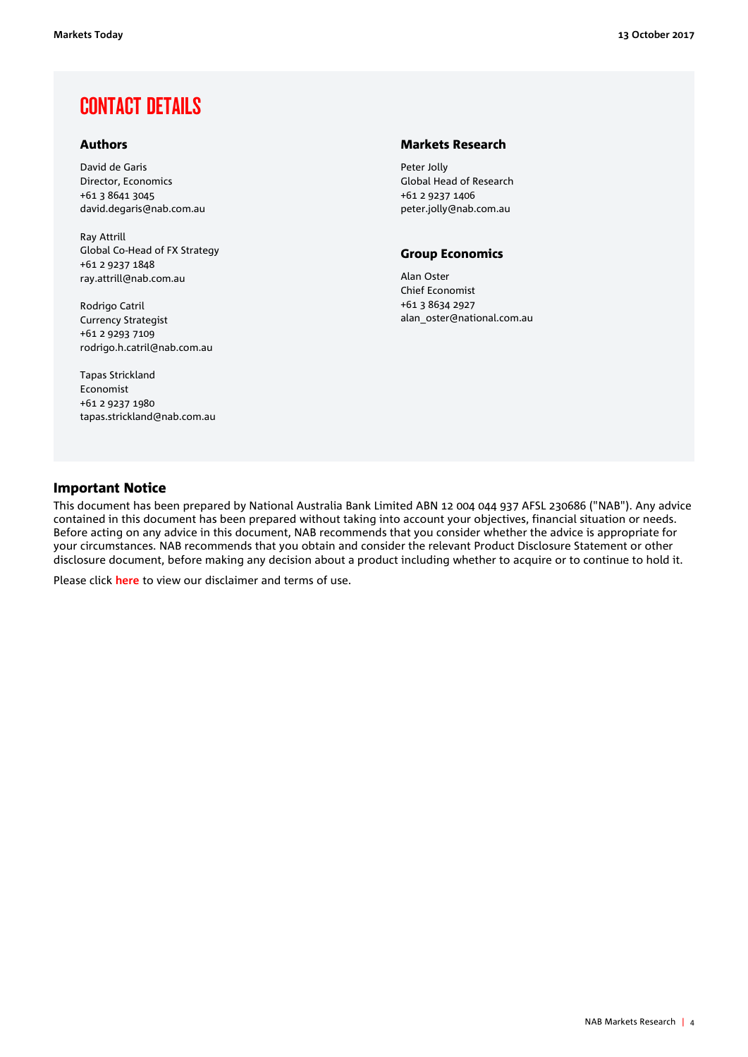# CONTACT DETAILS

## Authors

David de Garis
Director, Economics
+61 3 8641 3045
david.degaris@nab.com.au

Ray Attrill
Global Co-Head of FX Strategy
+61 2 9237 1848
ray.attrill@nab.com.au

Rodrigo Catril
Currency Strategist
+61 2 9293 7109
rodrigo.h.catril@nab.com.au

Tapas Strickland
Economist
+61 2 9237 1980
tapas.strickland@nab.com.au

## Markets Research

Peter Jolly
Global Head of Research
+61 2 9237 1406
peter.jolly@nab.com.au

## Group Economics

Alan Oster
Chief Economist
+61 3 8634 2927
alan_oster@national.com.au

## Important Notice

This document has been prepared by National Australia Bank Limited ABN 12 004 044 937 AFSL 230686 ("NAB"). Any advice contained in this document has been prepared without taking into account your objectives, financial situation or needs. Before acting on any advice in this document, NAB recommends that you consider whether the advice is appropriate for your circumstances. NAB recommends that you obtain and consider the relevant Product Disclosure Statement or other disclosure document, before making any decision about a product including whether to acquire or to continue to hold it.

Please click **here** to view our disclaimer and terms of use.